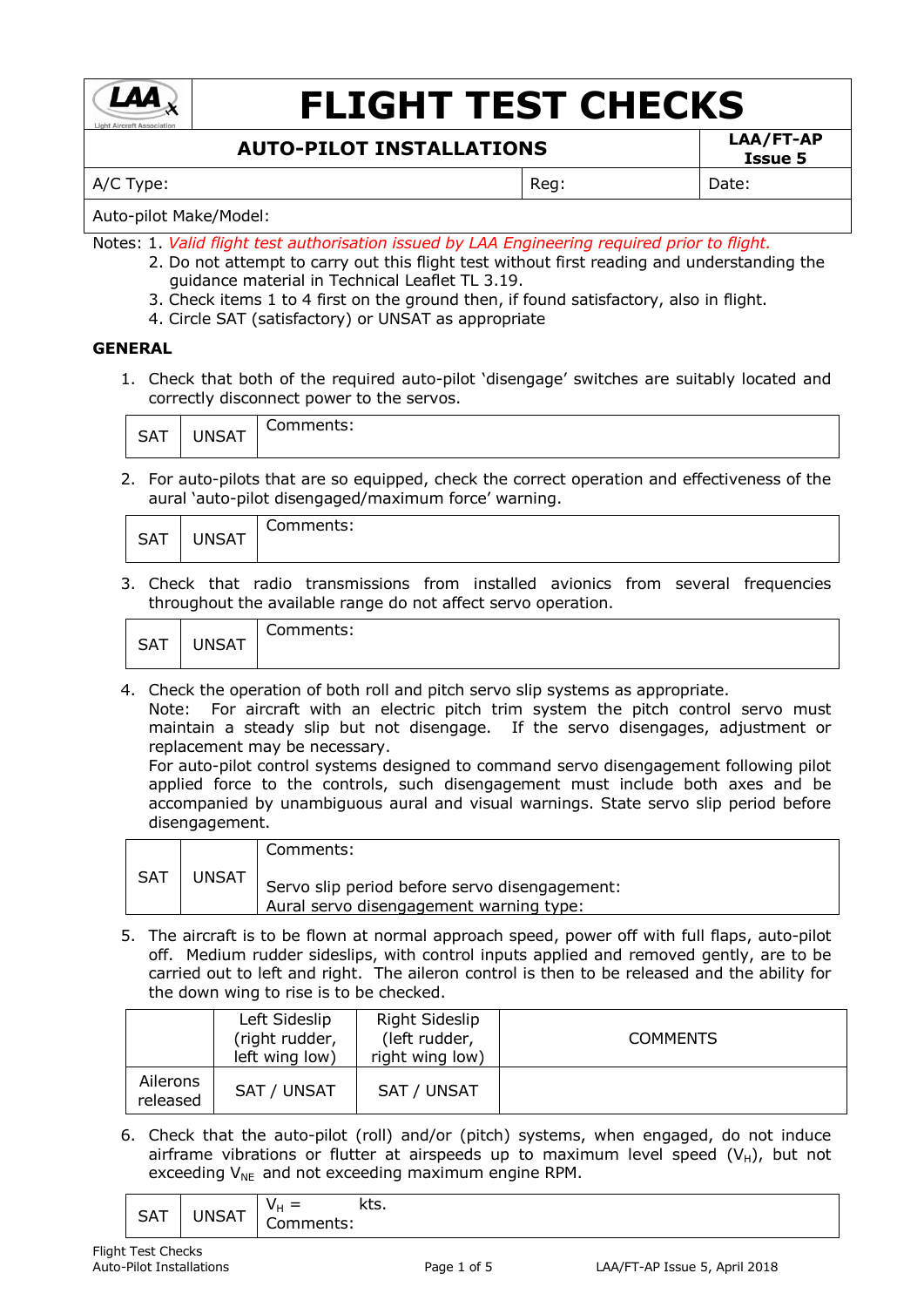# FLIGHT TEST CHECKS

| AUTO-PILOT INSTALLATIONS | | LAA/FT-AP Issue 5 |
|---|---|---|
| A/C Type: | Reg: | Date: |
| Auto-pilot Make/Model: | | |

Notes: 1. *Valid flight test authorisation issued by LAA Engineering required prior to flight.*
2. Do not attempt to carry out this flight test without first reading and understanding the guidance material in Technical Leaflet TL 3.19.
3. Check items 1 to 4 first on the ground then, if found satisfactory, also in flight.
4. Circle SAT (satisfactory) or UNSAT as appropriate

## GENERAL

1. Check that both of the required auto-pilot 'disengage' switches are suitably located and correctly disconnect power to the servos.

| SAT | UNSAT | Comments: |
|---|---|---|

2. For auto-pilots that are so equipped, check the correct operation and effectiveness of the aural 'auto-pilot disengaged/maximum force' warning.

| SAT | UNSAT | Comments: |
|---|---|---|

3. Check that radio transmissions from installed avionics from several frequencies throughout the available range do not affect servo operation.

| SAT | UNSAT | Comments: |
|---|---|---|

4. Check the operation of both roll and pitch servo slip systems as appropriate.
Note: For aircraft with an electric pitch trim system the pitch control servo must maintain a steady slip but not disengage. If the servo disengages, adjustment or replacement may be necessary.
For auto-pilot control systems designed to command servo disengagement following pilot applied force to the controls, such disengagement must include both axes and be accompanied by unambiguous aural and visual warnings. State servo slip period before disengagement.

| SAT | UNSAT | Comments:<br><br>Servo slip period before servo disengagement:<br>Aural servo disengagement warning type: |
|---|---|---|

5. The aircraft is to be flown at normal approach speed, power off with full flaps, auto-pilot off. Medium rudder sideslips, with control inputs applied and removed gently, are to be carried out to left and right. The aileron control is then to be released and the ability for the down wing to rise is to be checked.

| | Left Sideslip (right rudder, left wing low) | Right Sideslip (left rudder, right wing low) | COMMENTS |
|---|---|---|---|
| Ailerons released | SAT / UNSAT | SAT / UNSAT | |

6. Check that the auto-pilot (roll) and/or (pitch) systems, when engaged, do not induce airframe vibrations or flutter at airspeeds up to maximum level speed ($V_H$), but not exceeding $V_{NE}$ and not exceeding maximum engine RPM.

| SAT | UNSAT | $V_H$ = kts.<br>Comments: |
|---|---|---|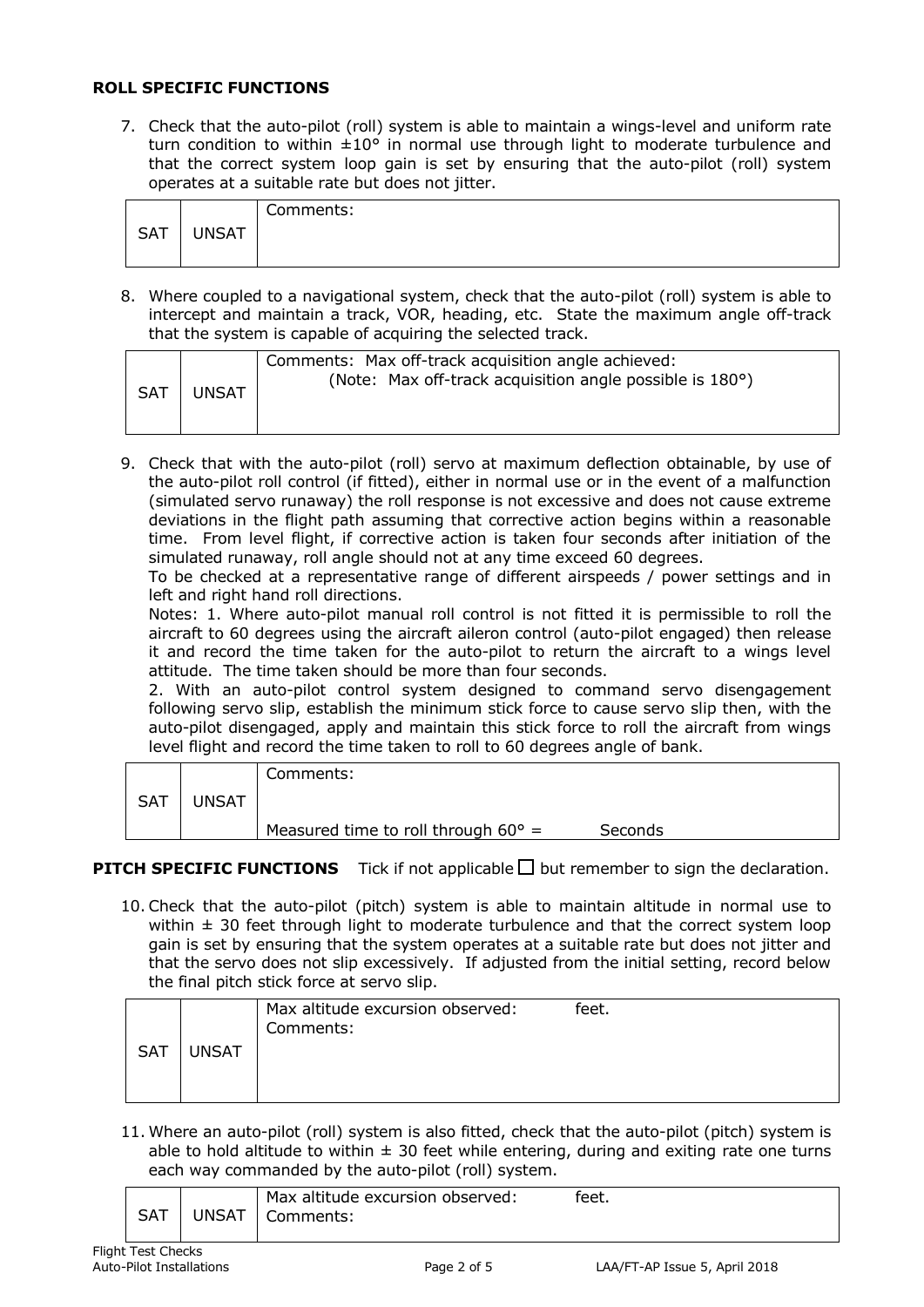## ROLL SPECIFIC FUNCTIONS

7. Check that the auto-pilot (roll) system is able to maintain a wings-level and uniform rate turn condition to within ±10° in normal use through light to moderate turbulence and that the correct system loop gain is set by ensuring that the auto-pilot (roll) system operates at a suitable rate but does not jitter.

| SAT | UNSAT | Comments: |
|---|---|---|

8. Where coupled to a navigational system, check that the auto-pilot (roll) system is able to intercept and maintain a track, VOR, heading, etc. State the maximum angle off-track that the system is capable of acquiring the selected track.

| SAT | UNSAT | Comments: Max off-track acquisition angle achieved: (Note: Max off-track acquisition angle possible is 180°) |
|---|---|---|

9. Check that with the auto-pilot (roll) servo at maximum deflection obtainable, by use of the auto-pilot roll control (if fitted), either in normal use or in the event of a malfunction (simulated servo runaway) the roll response is not excessive and does not cause extreme deviations in the flight path assuming that corrective action begins within a reasonable time. From level flight, if corrective action is taken four seconds after initiation of the simulated runaway, roll angle should not at any time exceed 60 degrees.
   To be checked at a representative range of different airspeeds / power settings and in left and right hand roll directions.
   Notes: 1. Where auto-pilot manual roll control is not fitted it is permissible to roll the aircraft to 60 degrees using the aircraft aileron control (auto-pilot engaged) then release it and record the time taken for the auto-pilot to return the aircraft to a wings level attitude. The time taken should be more than four seconds.
   2. With an auto-pilot control system designed to command servo disengagement following servo slip, establish the minimum stick force to cause servo slip then, with the auto-pilot disengaged, apply and maintain this stick force to roll the aircraft from wings level flight and record the time taken to roll to 60 degrees angle of bank.

| SAT | UNSAT | Comments:<br><br>Measured time to roll through 60° = Seconds |
|---|---|---|

**PITCH SPECIFIC FUNCTIONS** Tick if not applicable ☐ but remember to sign the declaration.

10. Check that the auto-pilot (pitch) system is able to maintain altitude in normal use to within ± 30 feet through light to moderate turbulence and that the correct system loop gain is set by ensuring that the system operates at a suitable rate but does not jitter and that the servo does not slip excessively. If adjusted from the initial setting, record below the final pitch stick force at servo slip.

| SAT | UNSAT | Max altitude excursion observed: feet.<br>Comments: |
|---|---|---|

11. Where an auto-pilot (roll) system is also fitted, check that the auto-pilot (pitch) system is able to hold altitude to within ± 30 feet while entering, during and exiting rate one turns each way commanded by the auto-pilot (roll) system.

| SAT | UNSAT | Max altitude excursion observed: feet.<br>Comments: |
|---|---|---|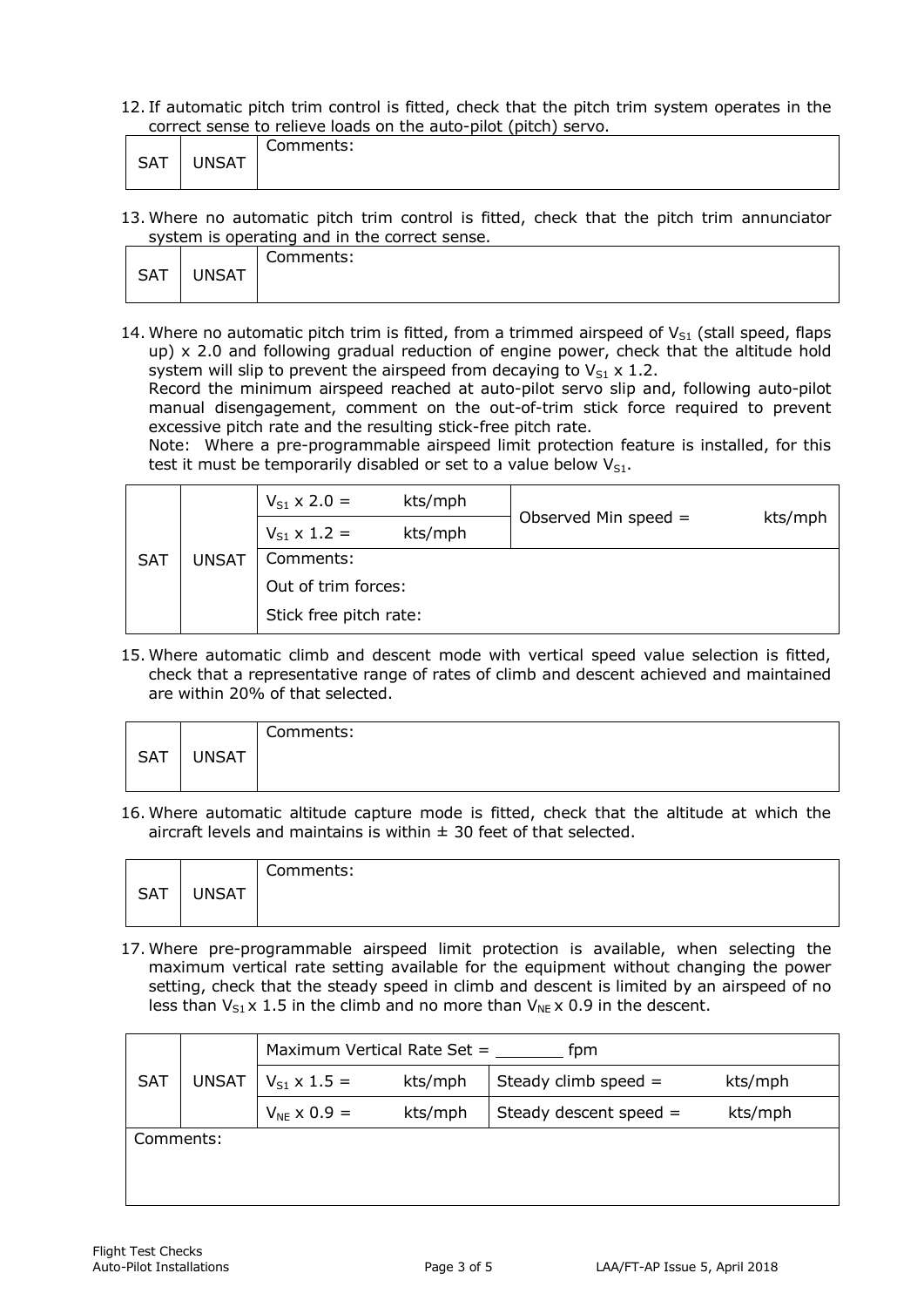12. If automatic pitch trim control is fitted, check that the pitch trim system operates in the correct sense to relieve loads on the auto-pilot (pitch) servo.

| SAT | UNSAT | Comments: |
|---|---|---|

13. Where no automatic pitch trim control is fitted, check that the pitch trim annunciator system is operating and in the correct sense.

| SAT | UNSAT | Comments: |
|---|---|---|

14. Where no automatic pitch trim is fitted, from a trimmed airspeed of $V_{S1}$ (stall speed, flaps up) x 2.0 and following gradual reduction of engine power, check that the altitude hold system will slip to prevent the airspeed from decaying to $V_{S1}$ x 1.2.
    Record the minimum airspeed reached at auto-pilot servo slip and, following auto-pilot manual disengagement, comment on the out-of-trim stick force required to prevent excessive pitch rate and the resulting stick-free pitch rate.
    Note: Where a pre-programmable airspeed limit protection feature is installed, for this test it must be temporarily disabled or set to a value below $V_{S1}$.

| SAT | UNSAT | | | |
|---|---|---|---|---|
| | | $V_{S1}$ x 2.0 = kts/mph | | Observed Min speed = kts/mph |
| | | $V_{S1}$ x 1.2 = kts/mph | | |
| | | Comments: | | |
| | | Out of trim forces: | | |
| | | Stick free pitch rate: | | |

15. Where automatic climb and descent mode with vertical speed value selection is fitted, check that a representative range of rates of climb and descent achieved and maintained are within 20% of that selected.

| SAT | UNSAT | Comments: |
|---|---|---|

16. Where automatic altitude capture mode is fitted, check that the altitude at which the aircraft levels and maintains is within ± 30 feet of that selected.

| SAT | UNSAT | Comments: |
|---|---|---|

17. Where pre-programmable airspeed limit protection is available, when selecting the maximum vertical rate setting available for the equipment without changing the power setting, check that the steady speed in climb and descent is limited by an airspeed of no less than $V_{S1}$ x 1.5 in the climb and no more than $V_{NE}$ x 0.9 in the descent.

| SAT | UNSAT | | | | |
|---|---|---|---|---|---|
| | | Maximum Vertical Rate Set = _______ fpm | | | |
| | | $V_{S1}$ x 1.5 = | kts/mph | Steady climb speed = | kts/mph |
| | | $V_{NE}$ x 0.9 = | kts/mph | Steady descent speed = | kts/mph |
| Comments: | | | | | |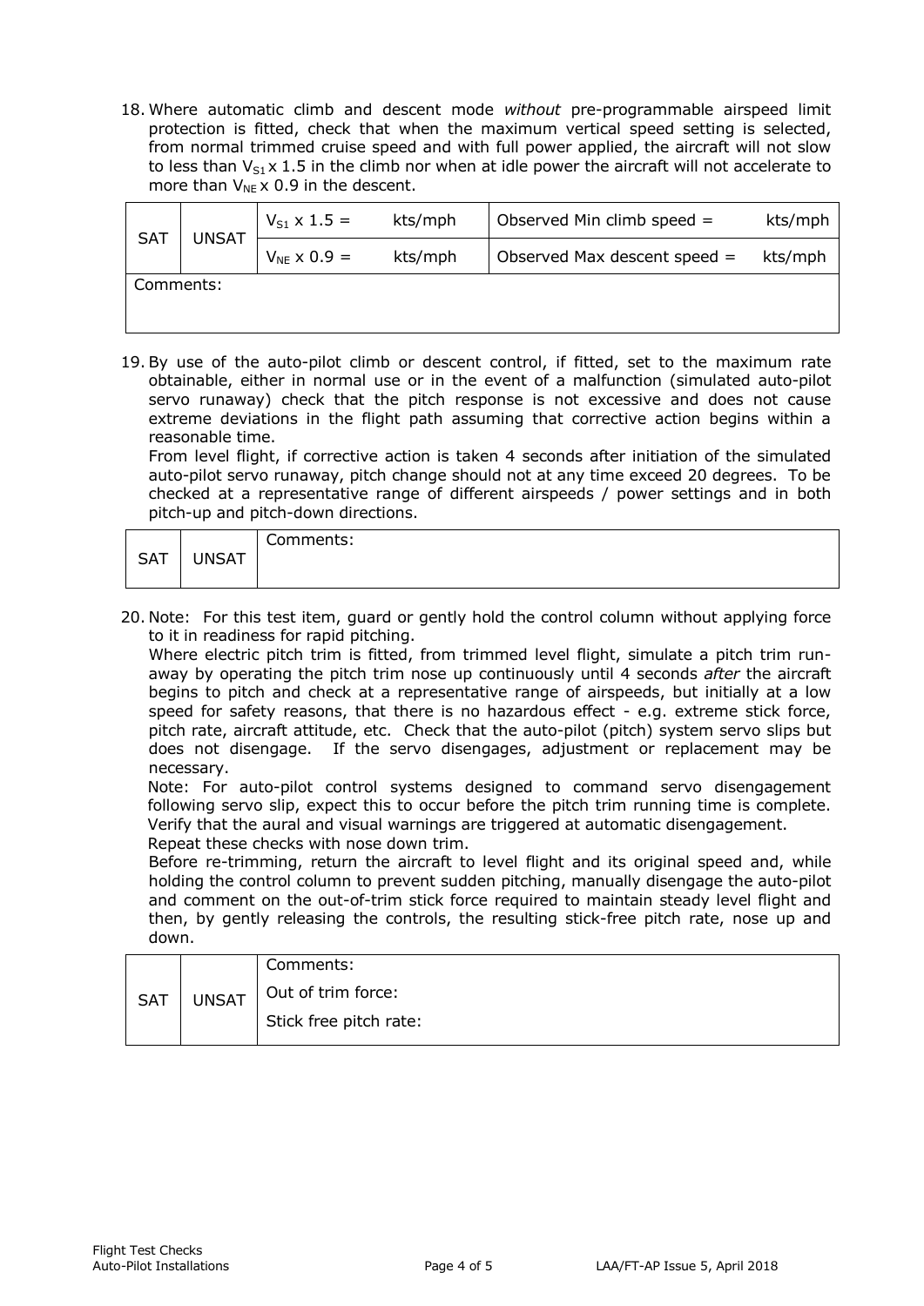18. Where automatic climb and descent mode *without* pre-programmable airspeed limit protection is fitted, check that when the maximum vertical speed setting is selected, from normal trimmed cruise speed and with full power applied, the aircraft will not slow to less than $V_{S1}$ x 1.5 in the climb nor when at idle power the aircraft will not accelerate to more than $V_{NE}$ x 0.9 in the descent.

| SAT | UNSAT | $V_{S1}$ x 1.5 = kts/mph | Observed Min climb speed = kts/mph |
|---|---|---|---|
| | | $V_{NE}$ x 0.9 = kts/mph | Observed Max descent speed = kts/mph |
| Comments: | | | |

19. By use of the auto-pilot climb or descent control, if fitted, set to the maximum rate obtainable, either in normal use or in the event of a malfunction (simulated auto-pilot servo runaway) check that the pitch response is not excessive and does not cause extreme deviations in the flight path assuming that corrective action begins within a reasonable time.
From level flight, if corrective action is taken 4 seconds after initiation of the simulated auto-pilot servo runaway, pitch change should not at any time exceed 20 degrees. To be checked at a representative range of different airspeeds / power settings and in both pitch-up and pitch-down directions.

| SAT | UNSAT | Comments: |
|---|---|---|

20. Note: For this test item, guard or gently hold the control column without applying force to it in readiness for rapid pitching.
Where electric pitch trim is fitted, from trimmed level flight, simulate a pitch trim run-away by operating the pitch trim nose up continuously until 4 seconds *after* the aircraft begins to pitch and check at a representative range of airspeeds, but initially at a low speed for safety reasons, that there is no hazardous effect - e.g. extreme stick force, pitch rate, aircraft attitude, etc. Check that the auto-pilot (pitch) system servo slips but does not disengage. If the servo disengages, adjustment or replacement may be necessary.
Note: For auto-pilot control systems designed to command servo disengagement following servo slip, expect this to occur before the pitch trim running time is complete. Verify that the aural and visual warnings are triggered at automatic disengagement.
Repeat these checks with nose down trim.
Before re-trimming, return the aircraft to level flight and its original speed and, while holding the control column to prevent sudden pitching, manually disengage the auto-pilot and comment on the out-of-trim stick force required to maintain steady level flight and then, by gently releasing the controls, the resulting stick-free pitch rate, nose up and down.

| SAT | UNSAT | Comments:<br>Out of trim force:<br>Stick free pitch rate: |
|---|---|---|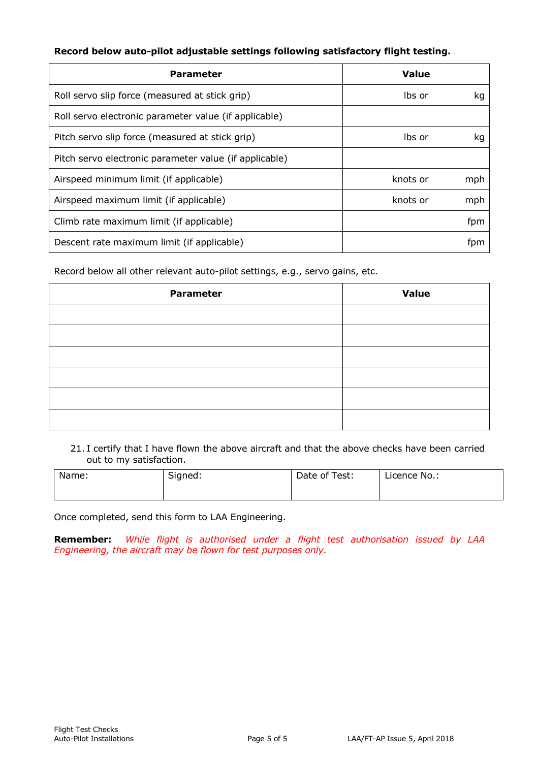**Record below auto-pilot adjustable settings following satisfactory flight testing.**

| Parameter | Value |
|---|---|
| Roll servo slip force (measured at stick grip) | lbs or kg |
| Roll servo electronic parameter value (if applicable) | |
| Pitch servo slip force (measured at stick grip) | lbs or kg |
| Pitch servo electronic parameter value (if applicable) | |
| Airspeed minimum limit (if applicable) | knots or mph |
| Airspeed maximum limit (if applicable) | knots or mph |
| Climb rate maximum limit (if applicable) | fpm |
| Descent rate maximum limit (if applicable) | fpm |

Record below all other relevant auto-pilot settings, e.g., servo gains, etc.

| Parameter | Value |
|---|---|
| | |
| | |
| | |
| | |
| | |
| | |

21. I certify that I have flown the above aircraft and that the above checks have been carried out to my satisfaction.

| Name: | Signed: | Date of Test: | Licence No.: |
|---|---|---|---|
| | | | |

Once completed, send this form to LAA Engineering.

**Remember:** *While flight is authorised under a flight test authorisation issued by LAA Engineering, the aircraft may be flown for test purposes only.*